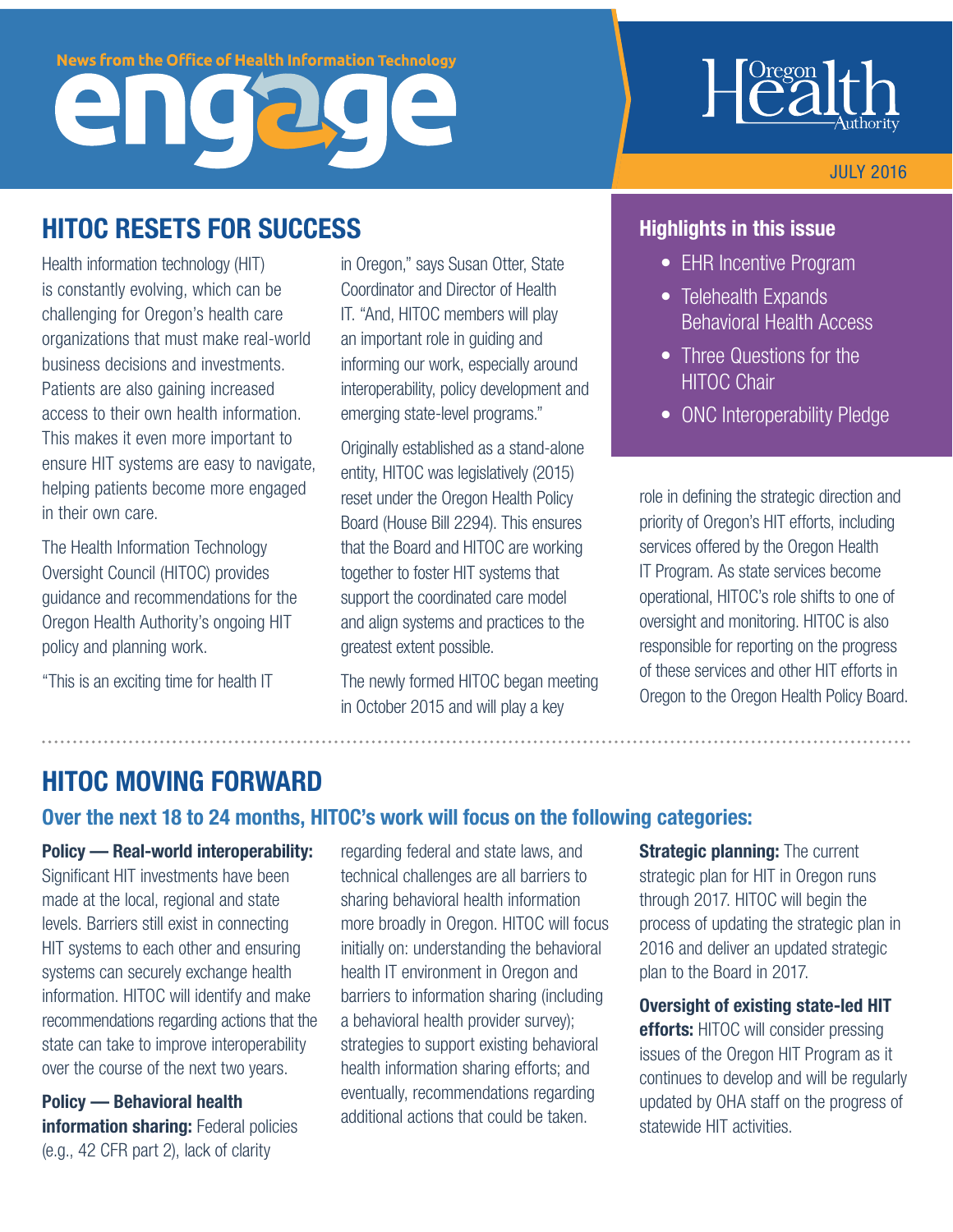News from the Office of Health Information Technology

# engage

Oregon Health Authority

JULY 2016

## HITOC RESETS FOR SUCCESS

Health information technology (HIT) is constantly evolving, which can be challenging for Oregon's health care organizations that must make real-world business decisions and investments. Patients are also gaining increased access to their own health information. This makes it even more important to ensure HIT systems are easy to navigate, helping patients become more engaged in their own care.

The Health Information Technology Oversight Council (HITOC) provides guidance and recommendations for the Oregon Health Authority's ongoing HIT policy and planning work.

"This is an exciting time for health IT in Oregon," says Susan Otter, State Coordinator and Director of Health IT. "And, HITOC members will play an important role in guiding and informing our work, especially around interoperability, policy development and emerging state-level programs."

Originally established as a stand-alone entity, HITOC was legislatively (2015) reset under the Oregon Health Policy Board (House Bill 2294). This ensures that the Board and HITOC are working together to foster HIT systems that support the coordinated care model and align systems and practices to the greatest extent possible.

The newly formed HITOC began meeting in October 2015 and will play a key role in defining the strategic direction and priority of Oregon's HIT efforts, including services offered by the Oregon Health IT Program. As state services become operational, HITOC's role shifts to one of oversight and monitoring. HITOC is also responsible for reporting on the progress of these services and other HIT efforts in Oregon to the Oregon Health Policy Board.

### Highlights in this issue

- EHR Incentive Program
- Telehealth Expands Behavioral Health Access
- Three Questions for the HITOC Chair
- ONC Interoperability Pledge

## HITOC MOVING FORWARD

### Over the next 18 to 24 months, HITOC's work will focus on the following categories:

**Policy — Real-world interoperability:** Significant HIT investments have been made at the local, regional and state levels. Barriers still exist in connecting HIT systems to each other and ensuring systems can securely exchange health information. HITOC will identify and make recommendations regarding actions that the state can take to improve interoperability over the course of the next two years.

**Policy — Behavioral health information sharing:** Federal policies (e.g., 42 CFR part 2), lack of clarity regarding federal and state laws, and technical challenges are all barriers to sharing behavioral health information more broadly in Oregon. HITOC will focus initially on: understanding the behavioral health IT environment in Oregon and barriers to information sharing (including a behavioral health provider survey); strategies to support existing behavioral health information sharing efforts; and eventually, recommendations regarding additional actions that could be taken.

**Strategic planning:** The current strategic plan for HIT in Oregon runs through 2017. HITOC will begin the process of updating the strategic plan in 2016 and deliver an updated strategic plan to the Board in 2017.

**Oversight of existing state-led HIT efforts:** HITOC will consider pressing issues of the Oregon HIT Program as it continues to develop and will be regularly updated by OHA staff on the progress of statewide HIT activities.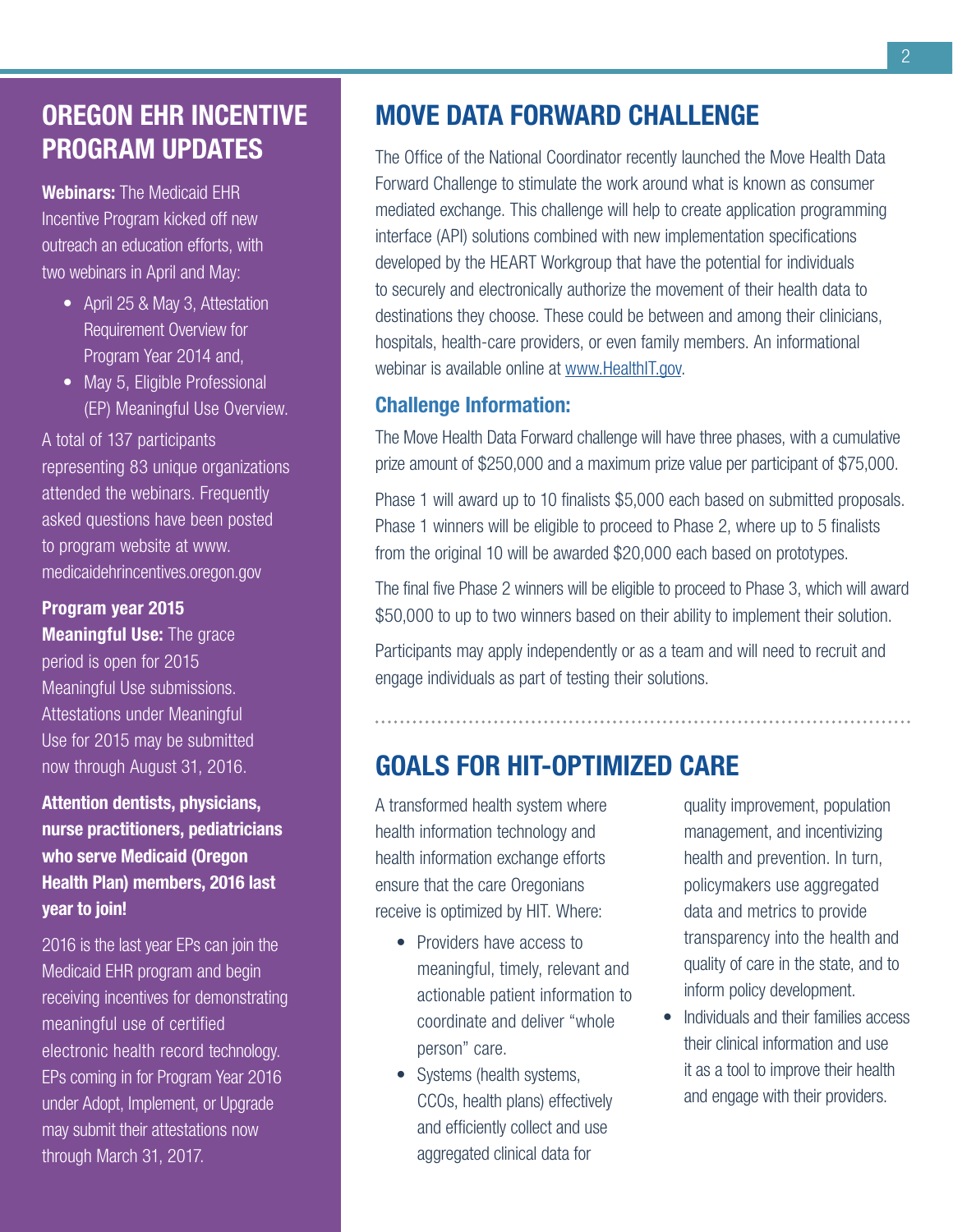## OREGON EHR INCENTIVE PROGRAM UPDATES

**Webinars:** The Medicaid EHR Incentive Program kicked off new outreach an education efforts, with two webinars in April and May:

- April 25 & May 3, Attestation Requirement Overview for Program Year 2014 and,
- May 5, Eligible Professional (EP) Meaningful Use Overview.

A total of 137 participants representing 83 unique organizations attended the webinars. Frequently asked questions have been posted to program website at www.medicaidehrincentives.oregon.gov

**Program year 2015 Meaningful Use:** The grace period is open for 2015 Meaningful Use submissions. Attestations under Meaningful Use for 2015 may be submitted now through August 31, 2016.

**Attention dentists, physicians, nurse practitioners, pediatricians who serve Medicaid (Oregon Health Plan) members, 2016 last year to join!**

2016 is the last year EPs can join the Medicaid EHR program and begin receiving incentives for demonstrating meaningful use of certified electronic health record technology. EPs coming in for Program Year 2016 under Adopt, Implement, or Upgrade may submit their attestations now through March 31, 2017.

## MOVE DATA FORWARD CHALLENGE

The Office of the National Coordinator recently launched the Move Health Data Forward Challenge to stimulate the work around what is known as consumer mediated exchange. This challenge will help to create application programming interface (API) solutions combined with new implementation specifications developed by the HEART Workgroup that have the potential for individuals to securely and electronically authorize the movement of their health data to destinations they choose. These could be between and among their clinicians, hospitals, health-care providers, or even family members. An informational webinar is available online at www.HealthIT.gov.

### Challenge Information:

The Move Health Data Forward challenge will have three phases, with a cumulative prize amount of $250,000 and a maximum prize value per participant of $75,000.

Phase 1 will award up to 10 finalists $5,000 each based on submitted proposals. Phase 1 winners will be eligible to proceed to Phase 2, where up to 5 finalists from the original 10 will be awarded $20,000 each based on prototypes.

The final five Phase 2 winners will be eligible to proceed to Phase 3, which will award $50,000 to up to two winners based on their ability to implement their solution.

Participants may apply independently or as a team and will need to recruit and engage individuals as part of testing their solutions.

## GOALS FOR HIT-OPTIMIZED CARE

A transformed health system where health information technology and health information exchange efforts ensure that the care Oregonians receive is optimized by HIT. Where:

- Providers have access to meaningful, timely, relevant and actionable patient information to coordinate and deliver "whole person" care.
- Systems (health systems, CCOs, health plans) effectively and efficiently collect and use aggregated clinical data for quality improvement, population management, and incentivizing health and prevention. In turn, policymakers use aggregated data and metrics to provide transparency into the health and quality of care in the state, and to inform policy development.
- Individuals and their families access their clinical information and use it as a tool to improve their health and engage with their providers.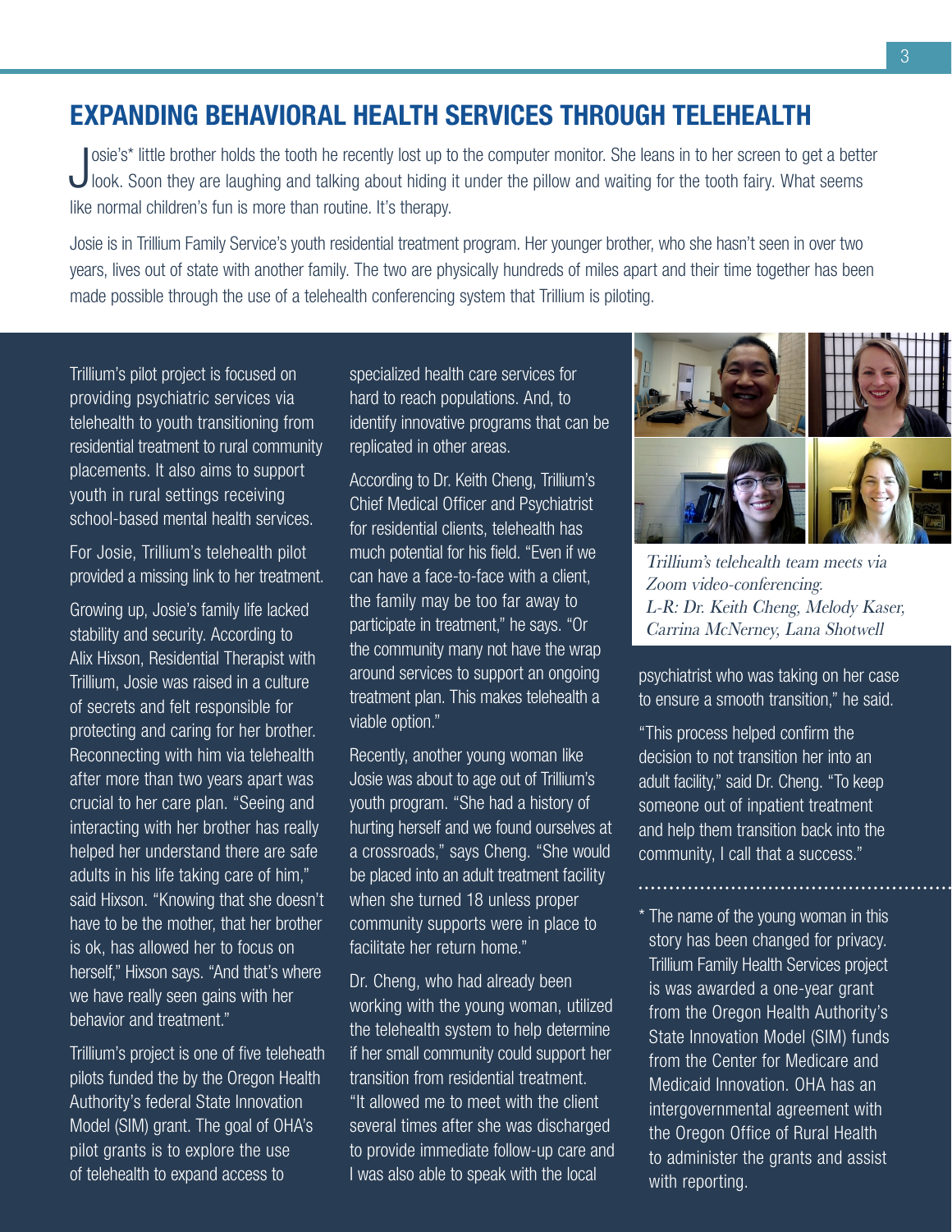# EXPANDING BEHAVIORAL HEALTH SERVICES THROUGH TELEHEALTH

Josie's* little brother holds the tooth he recently lost up to the computer monitor. She leans in to her screen to get a better look. Soon they are laughing and talking about hiding it under the pillow and waiting for the tooth fairy. What seems like normal children's fun is more than routine. It's therapy.

Josie is in Trillium Family Service's youth residential treatment program. Her younger brother, who she hasn't seen in over two years, lives out of state with another family. The two are physically hundreds of miles apart and their time together has been made possible through the use of a telehealth conferencing system that Trillium is piloting.

Trillium's pilot project is focused on providing psychiatric services via telehealth to youth transitioning from residential treatment to rural community placements. It also aims to support youth in rural settings receiving school-based mental health services.

For Josie, Trillium's telehealth pilot provided a missing link to her treatment.

Growing up, Josie's family life lacked stability and security. According to Alix Hixson, Residential Therapist with Trillium, Josie was raised in a culture of secrets and felt responsible for protecting and caring for her brother. Reconnecting with him via telehealth after more than two years apart was crucial to her care plan. "Seeing and interacting with her brother has really helped her understand there are safe adults in his life taking care of him," said Hixson. "Knowing that she doesn't have to be the mother, that her brother is ok, has allowed her to focus on herself," Hixson says. "And that's where we have really seen gains with her behavior and treatment."

Trillium's project is one of five teleheath pilots funded the by the Oregon Health Authority's federal State Innovation Model (SIM) grant. The goal of OHA's pilot grants is to explore the use of telehealth to expand access to specialized health care services for hard to reach populations. And, to identify innovative programs that can be replicated in other areas.

According to Dr. Keith Cheng, Trillium's Chief Medical Officer and Psychiatrist for residential clients, telehealth has much potential for his field. "Even if we can have a face-to-face with a client, the family may be too far away to participate in treatment," he says. "Or the community many not have the wrap around services to support an ongoing treatment plan. This makes telehealth a viable option."

Recently, another young woman like Josie was about to age out of Trillium's youth program. "She had a history of hurting herself and we found ourselves at a crossroads," says Cheng. "She would be placed into an adult treatment facility when she turned 18 unless proper community supports were in place to facilitate her return home."

Dr. Cheng, who had already been working with the young woman, utilized the telehealth system to help determine if her small community could support her transition from residential treatment. "It allowed me to meet with the client several times after she was discharged to provide immediate follow-up care and I was also able to speak with the local psychiatrist who was taking on her case to ensure a smooth transition," he said.

*Trillium's telehealth team meets via Zoom video-conferencing.*
*L-R: Dr. Keith Cheng, Melody Kaser, Carrina McNerney, Lana Shotwell*

"This process helped confirm the decision to not transition her into an adult facility," said Dr. Cheng. "To keep someone out of inpatient treatment and help them transition back into the community, I call that a success."

---

* The name of the young woman in this story has been changed for privacy. Trillium Family Health Services project is was awarded a one-year grant from the Oregon Health Authority's State Innovation Model (SIM) funds from the Center for Medicare and Medicaid Innovation. OHA has an intergovernmental agreement with the Oregon Office of Rural Health to administer the grants and assist with reporting.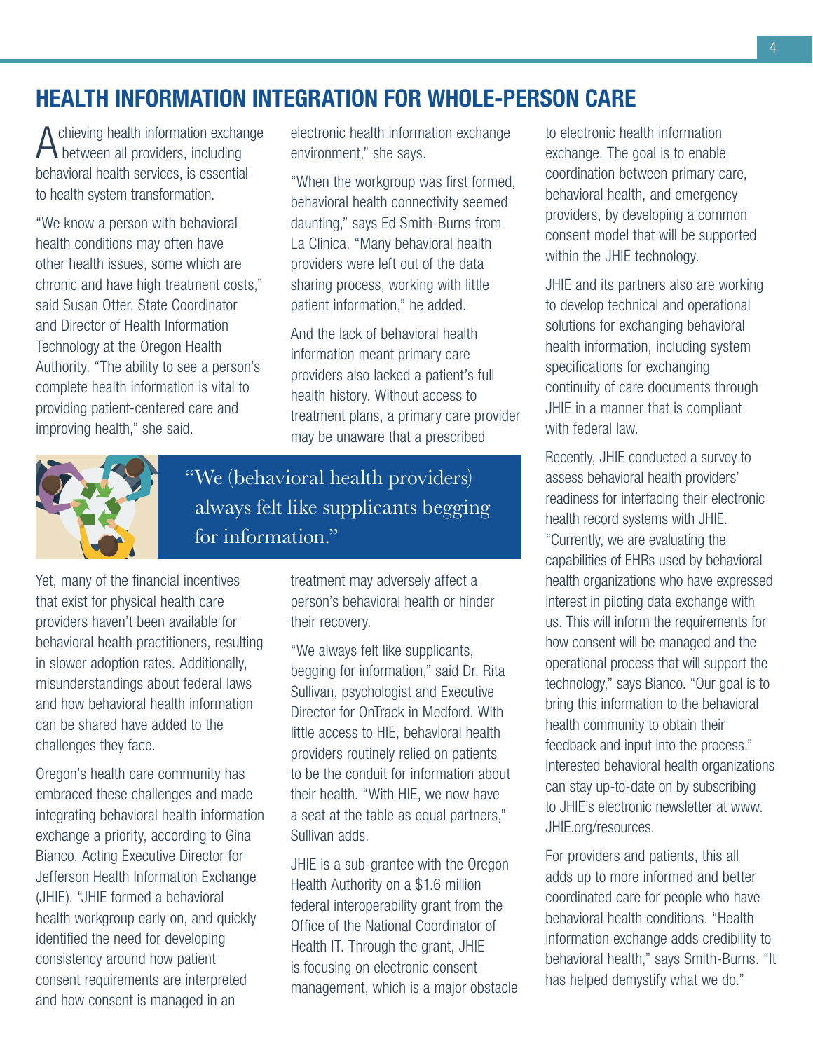## HEALTH INFORMATION INTEGRATION FOR WHOLE-PERSON CARE

Achieving health information exchange between all providers, including behavioral health services, is essential to health system transformation.

"We know a person with behavioral health conditions may often have other health issues, some which are chronic and have high treatment costs," said Susan Otter, State Coordinator and Director of Health Information Technology at the Oregon Health Authority. "The ability to see a person's complete health information is vital to providing patient-centered care and improving health," she said.

> "We (behavioral health providers) always felt like supplicants begging for information."

Yet, many of the financial incentives that exist for physical health care providers haven't been available for behavioral health practitioners, resulting in slower adoption rates. Additionally, misunderstandings about federal laws and how behavioral health information can be shared have added to the challenges they face.

Oregon's health care community has embraced these challenges and made integrating behavioral health information exchange a priority, according to Gina Bianco, Acting Executive Director for Jefferson Health Information Exchange (JHIE). "JHIE formed a behavioral health workgroup early on, and quickly identified the need for developing consistency around how patient consent requirements are interpreted and how consent is managed in an electronic health information exchange environment," she says.

"When the workgroup was first formed, behavioral health connectivity seemed daunting," says Ed Smith-Burns from La Clinica. "Many behavioral health providers were left out of the data sharing process, working with little patient information," he added.

And the lack of behavioral health information meant primary care providers also lacked a patient's full health history. Without access to treatment plans, a primary care provider may be unaware that a prescribed treatment may adversely affect a person's behavioral health or hinder their recovery.

"We always felt like supplicants, begging for information," said Dr. Rita Sullivan, psychologist and Executive Director for OnTrack in Medford. With little access to HIE, behavioral health providers routinely relied on patients to be the conduit for information about their health. "With HIE, we now have a seat at the table as equal partners," Sullivan adds.

JHIE is a sub-grantee with the Oregon Health Authority on a $1.6 million federal interoperability grant from the Office of the National Coordinator of Health IT. Through the grant, JHIE is focusing on electronic consent management, which is a major obstacle to electronic health information exchange. The goal is to enable coordination between primary care, behavioral health, and emergency providers, by developing a common consent model that will be supported within the JHIE technology.

JHIE and its partners also are working to develop technical and operational solutions for exchanging behavioral health information, including system specifications for exchanging continuity of care documents through JHIE in a manner that is compliant with federal law.

Recently, JHIE conducted a survey to assess behavioral health providers' readiness for interfacing their electronic health record systems with JHIE. "Currently, we are evaluating the capabilities of EHRs used by behavioral health organizations who have expressed interest in piloting data exchange with us. This will inform the requirements for how consent will be managed and the operational process that will support the technology," says Bianco. "Our goal is to bring this information to the behavioral health community to obtain their feedback and input into the process." Interested behavioral health organizations can stay up-to-date on by subscribing to JHIE's electronic newsletter at www.JHIE.org/resources.

For providers and patients, this all adds up to more informed and better coordinated care for people who have behavioral health conditions. "Health information exchange adds credibility to behavioral health," says Smith-Burns. "It has helped demystify what we do."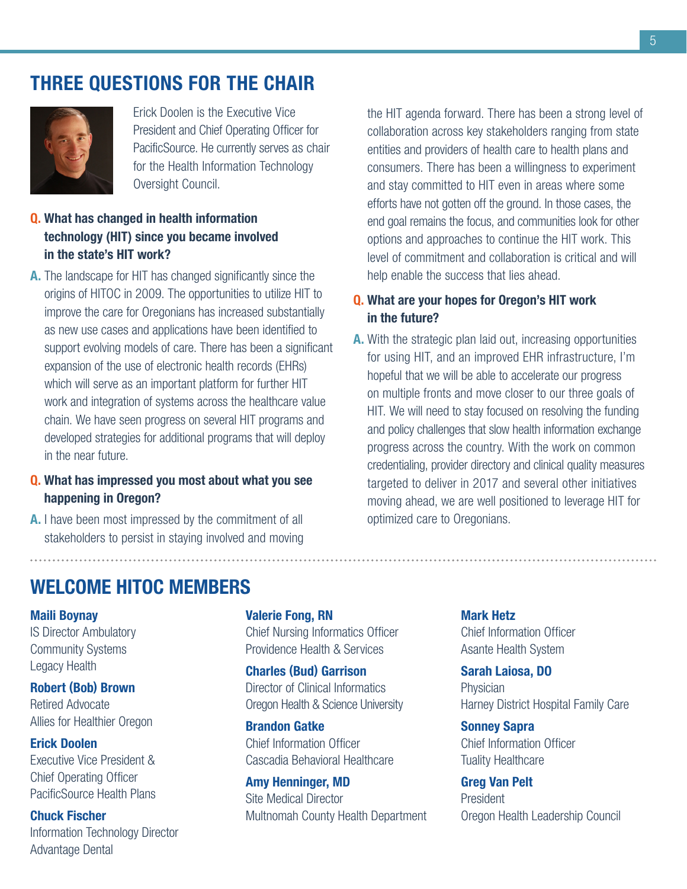## THREE QUESTIONS FOR THE CHAIR

Erick Doolen is the Executive Vice President and Chief Operating Officer for PacificSource. He currently serves as chair for the Health Information Technology Oversight Council.

**Q. What has changed in health information technology (HIT) since you became involved in the state's HIT work?**

**A.** The landscape for HIT has changed significantly since the origins of HITOC in 2009. The opportunities to utilize HIT to improve the care for Oregonians has increased substantially as new use cases and applications have been identified to support evolving models of care. There has been a significant expansion of the use of electronic health records (EHRs) which will serve as an important platform for further HIT work and integration of systems across the healthcare value chain. We have seen progress on several HIT programs and developed strategies for additional programs that will deploy in the near future.

**Q. What has impressed you most about what you see happening in Oregon?**

**A.** I have been most impressed by the commitment of all stakeholders to persist in staying involved and moving the HIT agenda forward. There has been a strong level of collaboration across key stakeholders ranging from state entities and providers of health care to health plans and consumers. There has been a willingness to experiment and stay committed to HIT even in areas where some efforts have not gotten off the ground. In those cases, the end goal remains the focus, and communities look for other options and approaches to continue the HIT work. This level of commitment and collaboration is critical and will help enable the success that lies ahead.

**Q. What are your hopes for Oregon's HIT work in the future?**

**A.** With the strategic plan laid out, increasing opportunities for using HIT, and an improved EHR infrastructure, I'm hopeful that we will be able to accelerate our progress on multiple fronts and move closer to our three goals of HIT. We will need to stay focused on resolving the funding and policy challenges that slow health information exchange progress across the country. With the work on common credentialing, provider directory and clinical quality measures targeted to deliver in 2017 and several other initiatives moving ahead, we are well positioned to leverage HIT for optimized care to Oregonians.

## WELCOME HITOC MEMBERS

**Maili Boynay**
IS Director Ambulatory Community Systems
Legacy Health

**Robert (Bob) Brown**
Retired Advocate
Allies for Healthier Oregon

**Erick Doolen**
Executive Vice President & Chief Operating Officer
PacificSource Health Plans

**Chuck Fischer**
Information Technology Director
Advantage Dental

**Valerie Fong, RN**
Chief Nursing Informatics Officer
Providence Health & Services

**Charles (Bud) Garrison**
Director of Clinical Informatics
Oregon Health & Science University

**Brandon Gatke**
Chief Information Officer
Cascadia Behavioral Healthcare

**Amy Henninger, MD**
Site Medical Director
Multnomah County Health Department

**Mark Hetz**
Chief Information Officer
Asante Health System

**Sarah Laiosa, DO**
Physician
Harney District Hospital Family Care

**Sonney Sapra**
Chief Information Officer
Tuality Healthcare

**Greg Van Pelt**
President
Oregon Health Leadership Council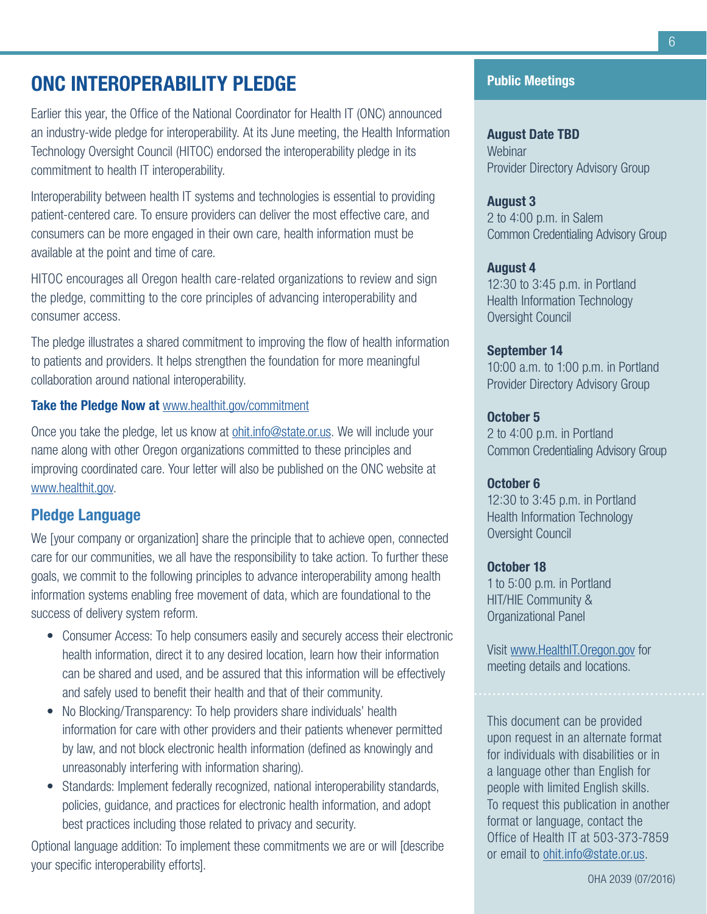# ONC INTEROPERABILITY PLEDGE

Earlier this year, the Office of the National Coordinator for Health IT (ONC) announced an industry-wide pledge for interoperability. At its June meeting, the Health Information Technology Oversight Council (HITOC) endorsed the interoperability pledge in its commitment to health IT interoperability.

Interoperability between health IT systems and technologies is essential to providing patient-centered care. To ensure providers can deliver the most effective care, and consumers can be more engaged in their own care, health information must be available at the point and time of care.

HITOC encourages all Oregon health care-related organizations to review and sign the pledge, committing to the core principles of advancing interoperability and consumer access.

The pledge illustrates a shared commitment to improving the flow of health information to patients and providers. It helps strengthen the foundation for more meaningful collaboration around national interoperability.

**Take the Pledge Now at** www.healthit.gov/commitment

Once you take the pledge, let us know at ohit.info@state.or.us. We will include your name along with other Oregon organizations committed to these principles and improving coordinated care. Your letter will also be published on the ONC website at www.healthit.gov.

## Pledge Language

We [your company or organization] share the principle that to achieve open, connected care for our communities, we all have the responsibility to take action. To further these goals, we commit to the following principles to advance interoperability among health information systems enabling free movement of data, which are foundational to the success of delivery system reform.

- Consumer Access: To help consumers easily and securely access their electronic health information, direct it to any desired location, learn how their information can be shared and used, and be assured that this information will be effectively and safely used to benefit their health and that of their community.
- No Blocking/Transparency: To help providers share individuals' health information for care with other providers and their patients whenever permitted by law, and not block electronic health information (defined as knowingly and unreasonably interfering with information sharing).
- Standards: Implement federally recognized, national interoperability standards, policies, guidance, and practices for electronic health information, and adopt best practices including those related to privacy and security.

Optional language addition: To implement these commitments we are or will [describe your specific interoperability efforts].

## Public Meetings

**August Date TBD**
Webinar
Provider Directory Advisory Group

**August 3**
2 to 4:00 p.m. in Salem
Common Credentialing Advisory Group

**August 4**
12:30 to 3:45 p.m. in Portland
Health Information Technology Oversight Council

**September 14**
10:00 a.m. to 1:00 p.m. in Portland
Provider Directory Advisory Group

**October 5**
2 to 4:00 p.m. in Portland
Common Credentialing Advisory Group

**October 6**
12:30 to 3:45 p.m. in Portland
Health Information Technology Oversight Council

**October 18**
1 to 5:00 p.m. in Portland
HIT/HIE Community & Organizational Panel

Visit www.HealthIT.Oregon.gov for meeting details and locations.

This document can be provided upon request in an alternate format for individuals with disabilities or in a language other than English for people with limited English skills. To request this publication in another format or language, contact the Office of Health IT at 503-373-7859 or email to ohit.info@state.or.us.

OHA 2039 (07/2016)